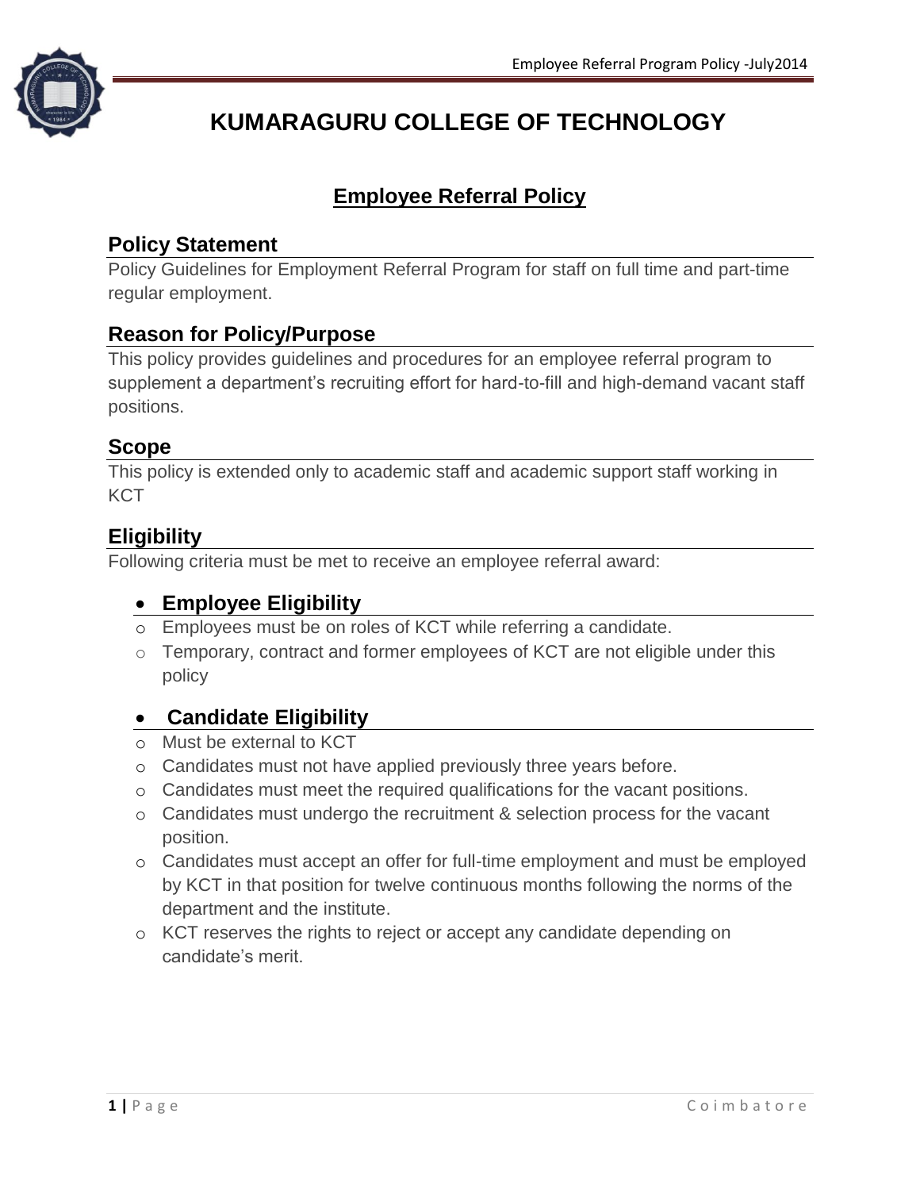# KUMARAGURU COLLEGE OF TECHNOLOGY

## Employee Referral Policy

### Policy Statement

Policy Guidelines for Employment Referral Program for staff on full time and part-time regular employment.

### Reason for Policy/Purpose

This policy provides guidelines and procedures for an employee referral program to supplement a department's recruiting effort for hard-to-fill and high-demand vacant staff positions.

### Scope

This policy is extended only to academic staff and academic support staff working in KCT

### Eligibility

Following criteria must be met to receive an employee referral award:

- **Employee Eligibility**
  - Employees must be on roles of KCT while referring a candidate.
  - Temporary, contract and former employees of KCT are not eligible under this policy

- **Candidate Eligibility**
  - Must be external to KCT
  - Candidates must not have applied previously three years before.
  - Candidates must meet the required qualifications for the vacant positions.
  - Candidates must undergo the recruitment & selection process for the vacant position.
  - Candidates must accept an offer for full-time employment and must be employed by KCT in that position for twelve continuous months following the norms of the department and the institute.
  - KCT reserves the rights to reject or accept any candidate depending on candidate's merit.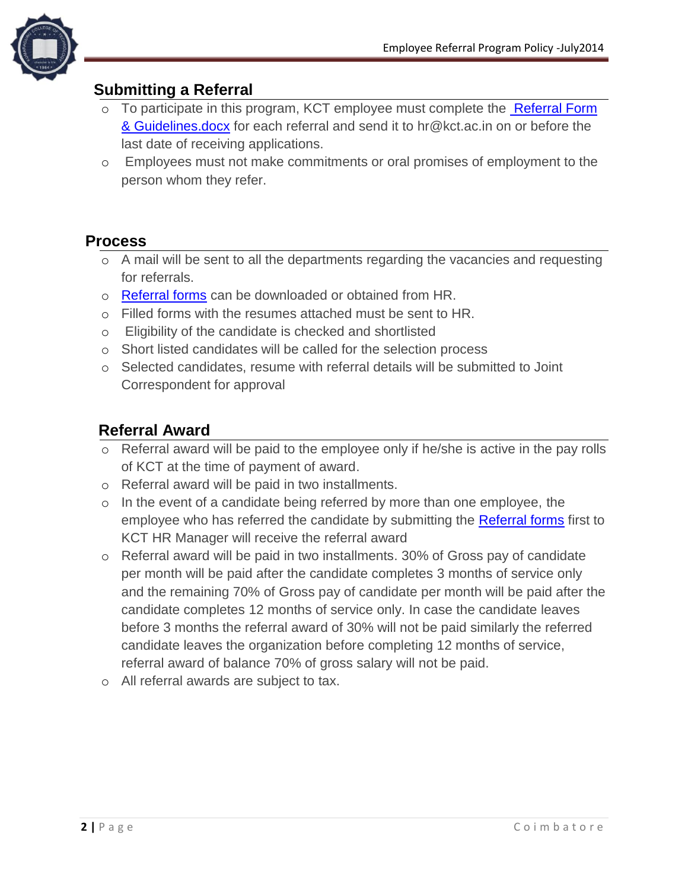## Submitting a Referral

- To participate in this program, KCT employee must complete the [Referral Form & Guidelines.docx] for each referral and send it to hr@kct.ac.in on or before the last date of receiving applications.
- Employees must not make commitments or oral promises of employment to the person whom they refer.

## Process

- A mail will be sent to all the departments regarding the vacancies and requesting for referrals.
- [Referral forms] can be downloaded or obtained from HR.
- Filled forms with the resumes attached must be sent to HR.
- Eligibility of the candidate is checked and shortlisted
- Short listed candidates will be called for the selection process
- Selected candidates, resume with referral details will be submitted to Joint Correspondent for approval

## Referral Award

- Referral award will be paid to the employee only if he/she is active in the pay rolls of KCT at the time of payment of award.
- Referral award will be paid in two installments.
- In the event of a candidate being referred by more than one employee, the employee who has referred the candidate by submitting the [Referral forms] first to KCT HR Manager will receive the referral award
- Referral award will be paid in two installments. 30% of Gross pay of candidate per month will be paid after the candidate completes 3 months of service only and the remaining 70% of Gross pay of candidate per month will be paid after the candidate completes 12 months of service only. In case the candidate leaves before 3 months the referral award of 30% will not be paid similarly the referred candidate leaves the organization before completing 12 months of service, referral award of balance 70% of gross salary will not be paid.
- All referral awards are subject to tax.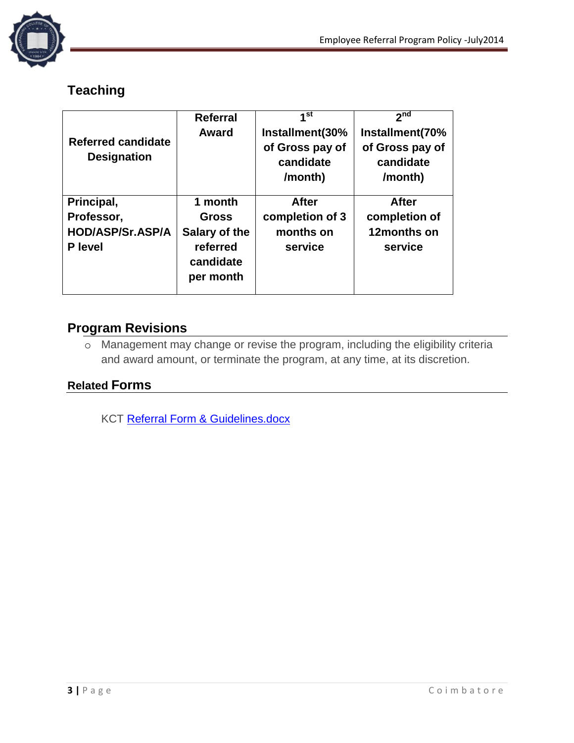## Teaching

| Referred candidate Designation | Referral Award | 1st Installment(30% of Gross pay of candidate /month) | 2nd Installment(70% of Gross pay of candidate /month) |
|---|---|---|---|
| Principal, Professor, HOD/ASP/Sr.ASP/AP level | 1 month Gross Salary of the referred candidate per month | After completion of 3 months on service | After completion of 12months on service |

## Program Revisions

- Management may change or revise the program, including the eligibility criteria and award amount, or terminate the program, at any time, at its discretion.

## Related Forms

KCT Referral Form & Guidelines.docx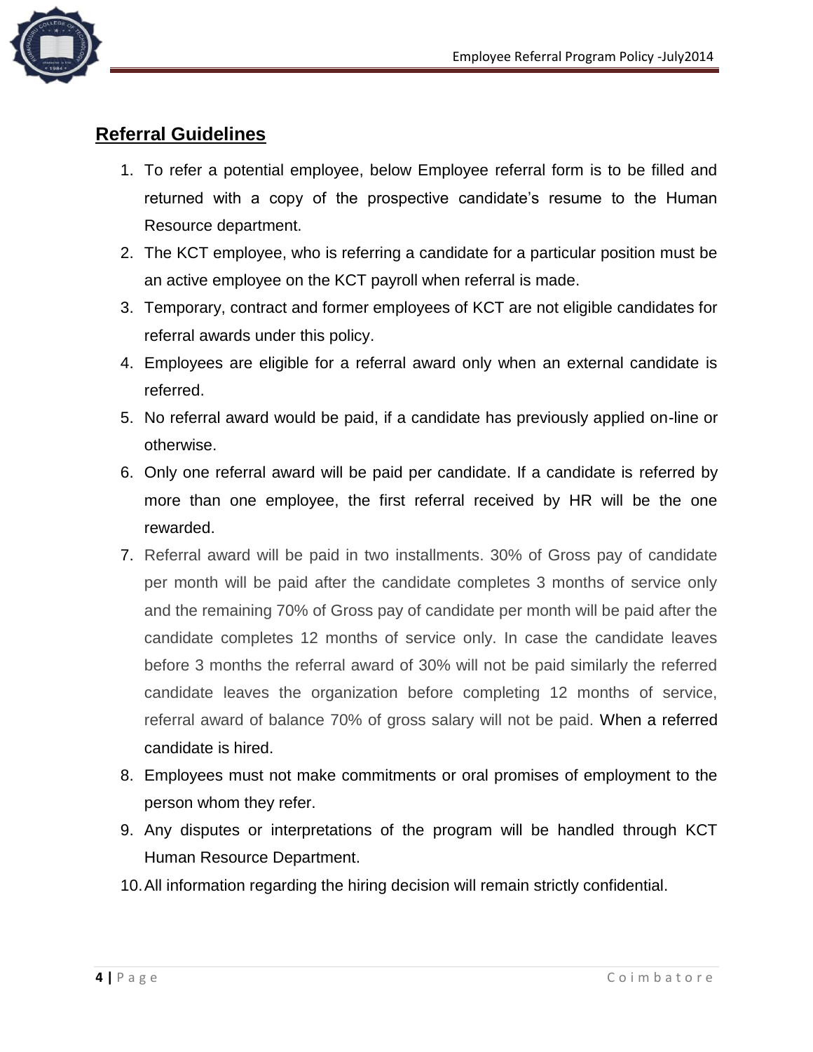## Referral Guidelines

1. To refer a potential employee, below Employee referral form is to be filled and returned with a copy of the prospective candidate's resume to the Human Resource department.
2. The KCT employee, who is referring a candidate for a particular position must be an active employee on the KCT payroll when referral is made.
3. Temporary, contract and former employees of KCT are not eligible candidates for referral awards under this policy.
4. Employees are eligible for a referral award only when an external candidate is referred.
5. No referral award would be paid, if a candidate has previously applied on-line or otherwise.
6. Only one referral award will be paid per candidate. If a candidate is referred by more than one employee, the first referral received by HR will be the one rewarded.
7. Referral award will be paid in two installments. 30% of Gross pay of candidate per month will be paid after the candidate completes 3 months of service only and the remaining 70% of Gross pay of candidate per month will be paid after the candidate completes 12 months of service only. In case the candidate leaves before 3 months the referral award of 30% will not be paid similarly the referred candidate leaves the organization before completing 12 months of service, referral award of balance 70% of gross salary will not be paid. When a referred candidate is hired.
8. Employees must not make commitments or oral promises of employment to the person whom they refer.
9. Any disputes or interpretations of the program will be handled through KCT Human Resource Department.
10. All information regarding the hiring decision will remain strictly confidential.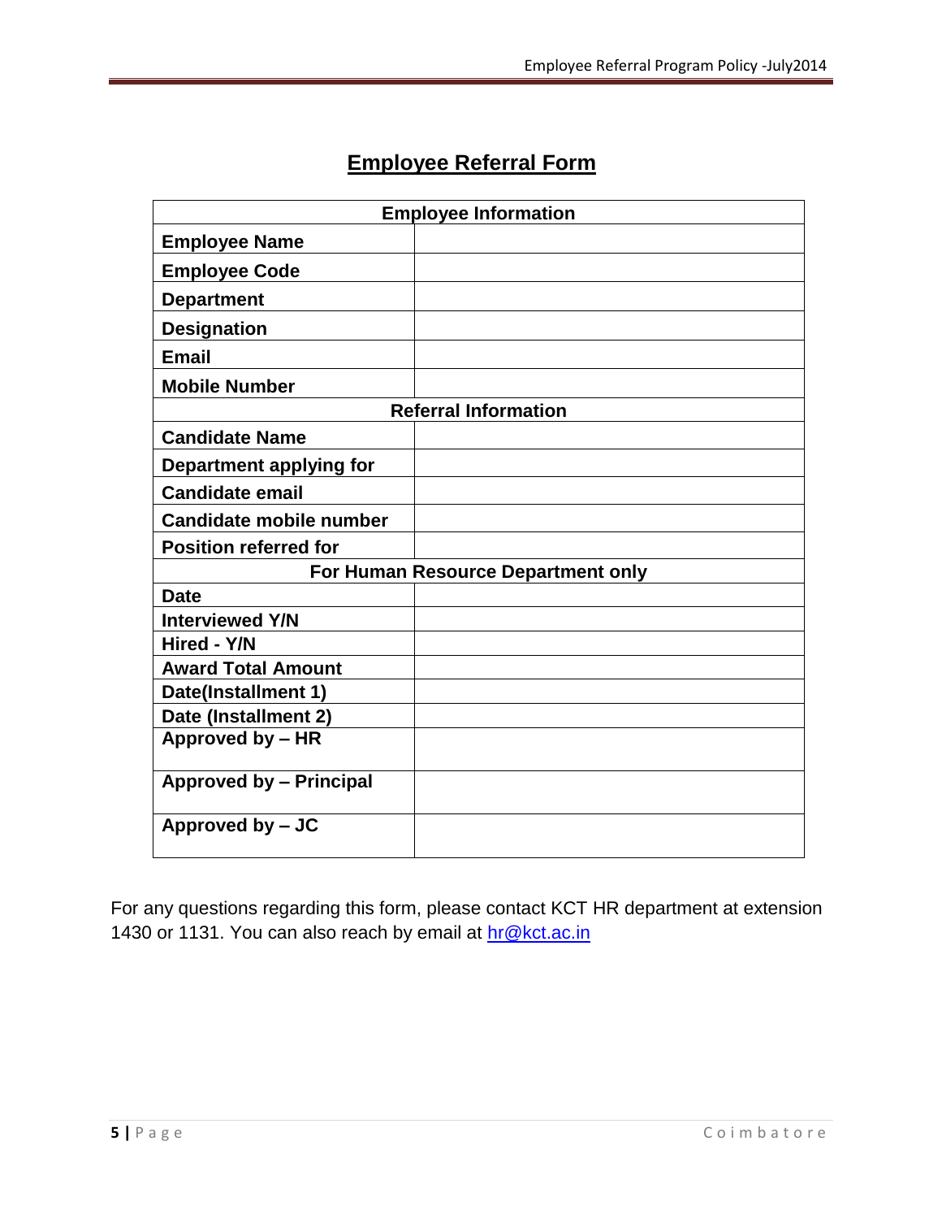# Employee Referral Form

| Employee Information | |
|---|---|
| **Employee Name** | |
| **Employee Code** | |
| **Department** | |
| **Designation** | |
| **Email** | |
| **Mobile Number** | |
| **Referral Information** | |
| **Candidate Name** | |
| **Department applying for** | |
| **Candidate email** | |
| **Candidate mobile number** | |
| **Position referred for** | |
| **For Human Resource Department only** | |
| **Date** | |
| **Interviewed Y/N** | |
| **Hired - Y/N** | |
| **Award Total Amount** | |
| **Date(Installment 1)** | |
| **Date (Installment 2)** | |
| **Approved by – HR** | |
| **Approved by – Principal** | |
| **Approved by – JC** | |

For any questions regarding this form, please contact KCT HR department at extension 1430 or 1131. You can also reach by email at [hr@kct.ac.in](mailto:hr@kct.ac.in)